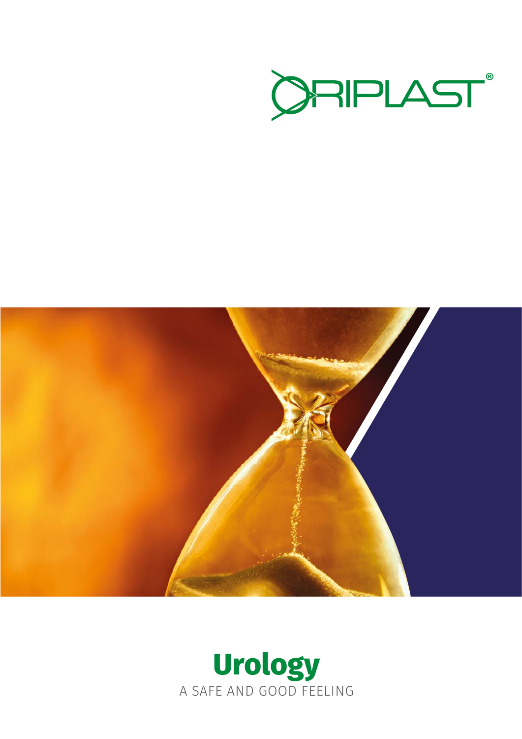ORIPLAST®

# Urology

A SAFE AND GOOD FEELING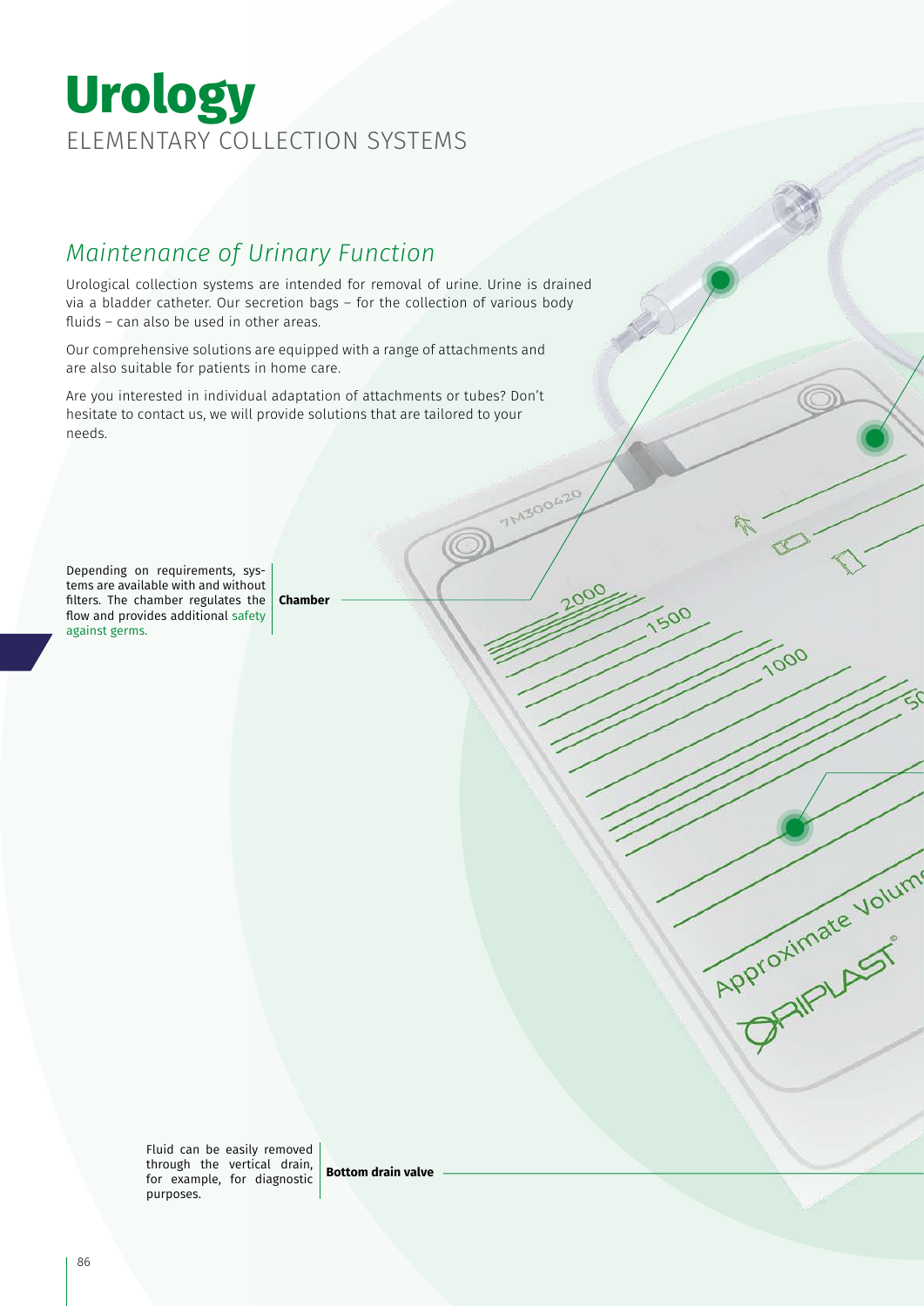# Urology

ELEMENTARY COLLECTION SYSTEMS

## *Maintenance of Urinary Function*

Urological collection systems are intended for removal of urine. Urine is drained via a bladder catheter. Our secretion bags – for the collection of various body fluids – can also be used in other areas.

Our comprehensive solutions are equipped with a range of attachments and are also suitable for patients in home care.

Are you interested in individual adaptation of attachments or tubes? Don't hesitate to contact us, we will provide solutions that are tailored to your needs.

**Chamber**

Depending on requirements, systems are available with and without filters. The chamber regulates the flow and provides additional safety against germs.

**Bottom drain valve**

Fluid can be easily removed through the vertical drain, for example, for diagnostic purposes.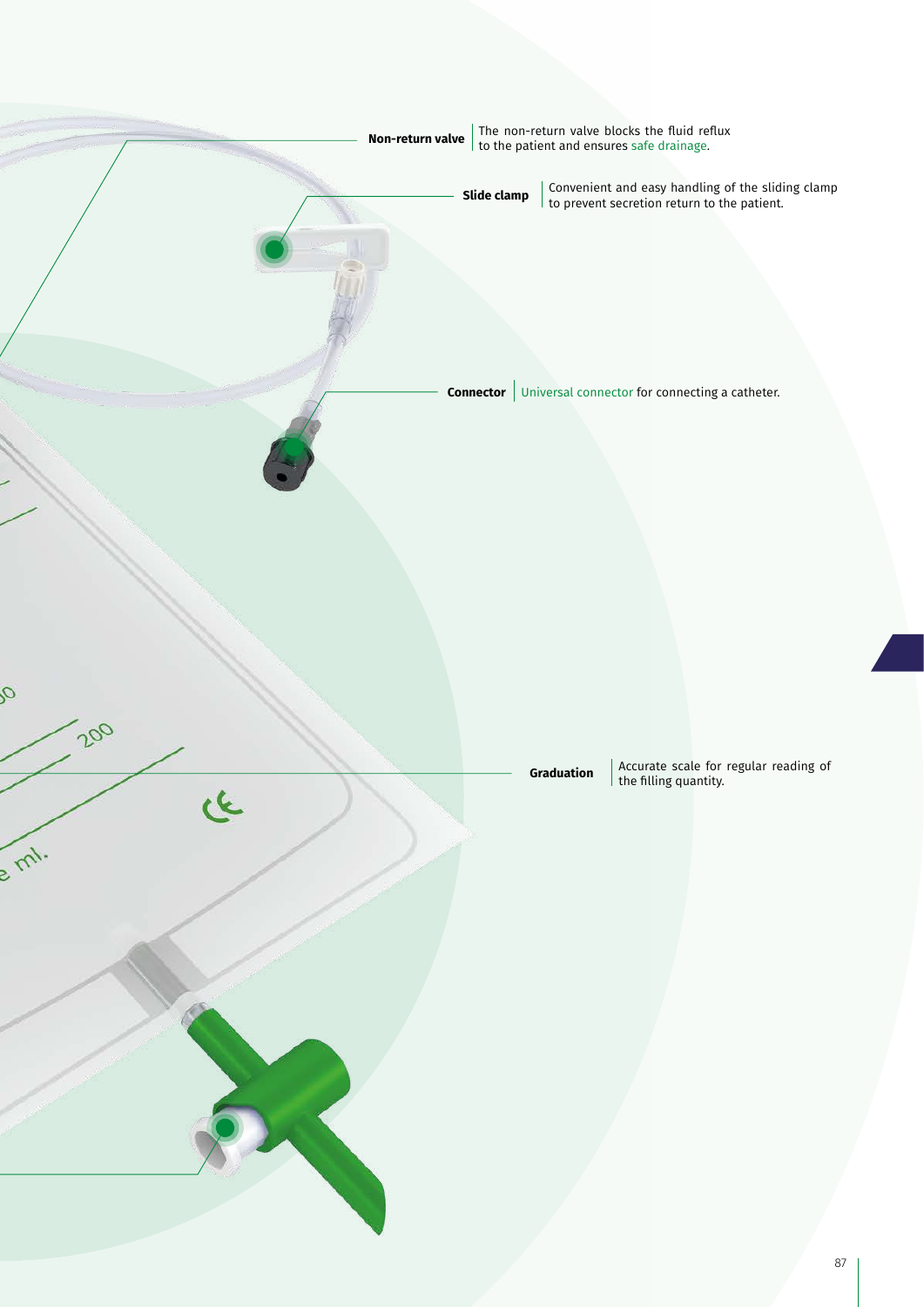**Non-return valve** | The non-return valve blocks the fluid reflux to the patient and ensures safe drainage.

**Slide clamp** | Convenient and easy handling of the sliding clamp to prevent secretion return to the patient.

**Connector** | Universal connector for connecting a catheter.

**Graduation** | Accurate scale for regular reading of the filling quantity.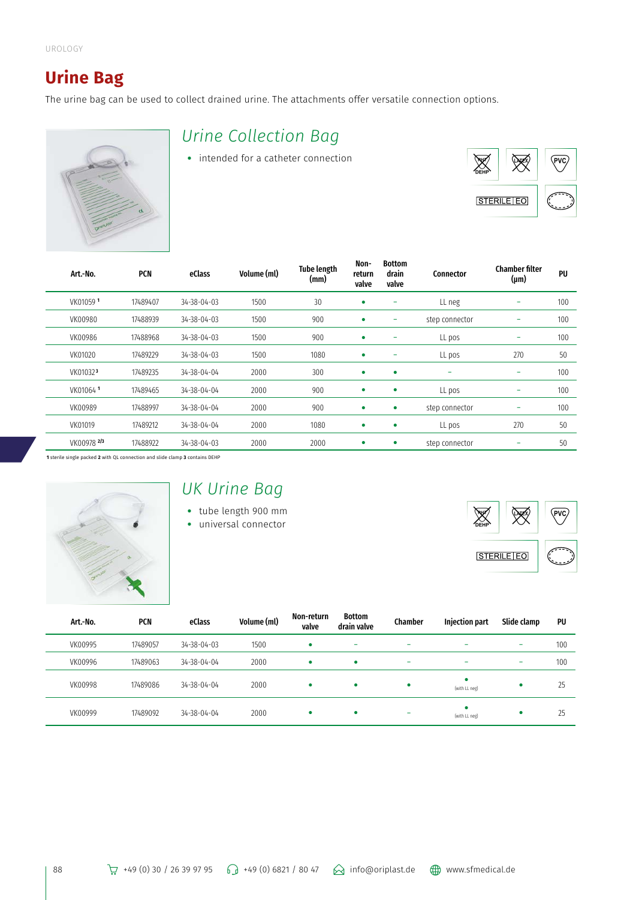UROLOGY

# Urine Bag

The urine bag can be used to collect drained urine. The attachments offer versatile connection options.

## *Urine Collection Bag*

- intended for a catheter connection

DEHP LATEX PVC STERILE EO

| Art.-No. | PCN | eClass | Volume (ml) | Tube length (mm) | Non-return valve | Bottom drain valve | Connector | Chamber filter (µm) | PU |
|---|---|---|---|---|---|---|---|---|---|
| VK01059 [1] | 17489407 | 34-38-04-03 | 1500 | 30 | • | – | LL neg | – | 100 |
| VK00980 | 17488939 | 34-38-04-03 | 1500 | 900 | • | – | step connector | – | 100 |
| VK00986 | 17488968 | 34-38-04-03 | 1500 | 900 | • | – | LL pos | – | 100 |
| VK01020 | 17489229 | 34-38-04-03 | 1500 | 1080 | • | – | LL pos | 270 | 50 |
| VK01032 [3] | 17489235 | 34-38-04-04 | 2000 | 300 | • | • | – | – | 100 |
| VK01064 [1] | 17489465 | 34-38-04-04 | 2000 | 900 | • | • | LL pos | – | 100 |
| VK00989 | 17488997 | 34-38-04-04 | 2000 | 900 | • | • | step connector | – | 100 |
| VK01019 | 17489212 | 34-38-04-04 | 2000 | 1080 | • | • | LL pos | 270 | 50 |
| VK00978 [2/3] | 17488922 | 34-38-04-03 | 2000 | 2000 | • | • | step connector | – | 50 |

**1** sterile single packed **2** with QL connection and slide clamp **3** contains DEHP

## *UK Urine Bag*

- tube length 900 mm
- universal connector

DEHP LATEX PVC STERILE EO

| Art.-No. | PCN | eClass | Volume (ml) | Non-return valve | Bottom drain valve | Chamber | Injection part | Slide clamp | PU |
|---|---|---|---|---|---|---|---|---|---|
| VK00995 | 17489057 | 34-38-04-03 | 1500 | • | – | – | – | – | 100 |
| VK00996 | 17489063 | 34-38-04-04 | 2000 | • | • | – | – | – | 100 |
| VK00998 | 17489086 | 34-38-04-04 | 2000 | • | • | • | • (with LL neg) | • | 25 |
| VK00999 | 17489092 | 34-38-04-04 | 2000 | • | • | – | • (with LL neg) | • | 25 |

+49 (0) 30 / 26 39 97 95 +49 (0) 6821 / 80 47 info@oriplast.de www.sfmedical.de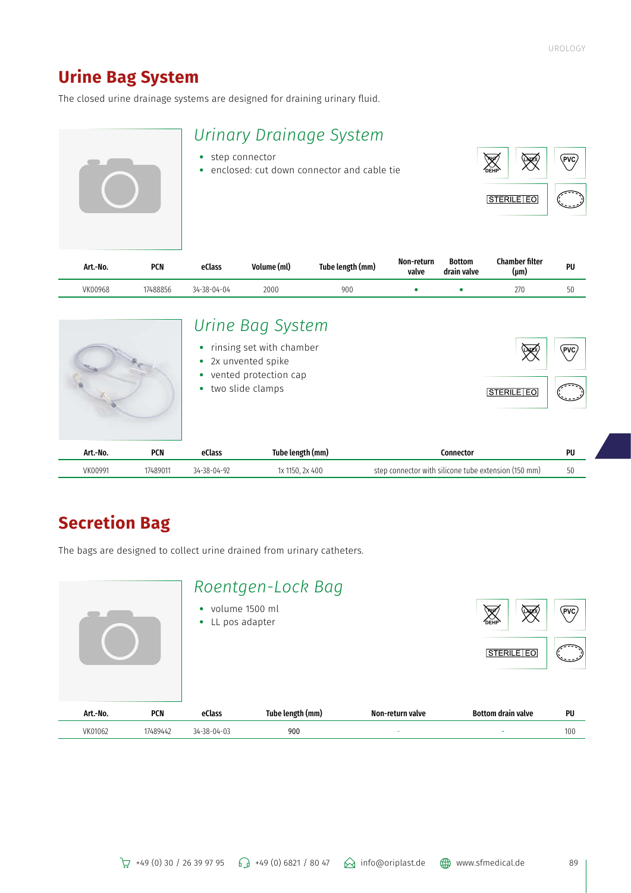# Urine Bag System

The closed urine drainage systems are designed for draining urinary fluid.

## *Urinary Drainage System*

- step connector
- enclosed: cut down connector and cable tie

DEHP | LATEX | PVC | STERILE EO

| Art.-No. | PCN | eClass | Volume (ml) | Tube length (mm) | Non-return valve | Bottom drain valve | Chamber filter (µm) | PU |
|---|---|---|---|---|---|---|---|---|
| VK00968 | 17488856 | 34-38-04-04 | 2000 | 900 | • | • | 270 | 50 |

## *Urine Bag System*

- rinsing set with chamber
- 2x unvented spike
- vented protection cap
- two slide clamps

LATEX | PVC | STERILE EO

| Art.-No. | PCN | eClass | Tube length (mm) | Connector | PU |
|---|---|---|---|---|---|
| VK00991 | 17489011 | 34-38-04-92 | 1x 1150, 2x 400 | step connector with silicone tube extension (150 mm) | 50 |

# Secretion Bag

The bags are designed to collect urine drained from urinary catheters.

## *Roentgen-Lock Bag*

- volume 1500 ml
- LL pos adapter

DEHP | LATEX | PVC | STERILE EO

| Art.-No. | PCN | eClass | Tube length (mm) | Non-return valve | Bottom drain valve | PU |
|---|---|---|---|---|---|---|
| VK01062 | 17489442 | 34-38-04-03 | 900 | - | - | 100 |

+49 (0) 30 / 26 39 97 95 +49 (0) 6821 / 80 47 info@oriplast.de www.sfmedical.de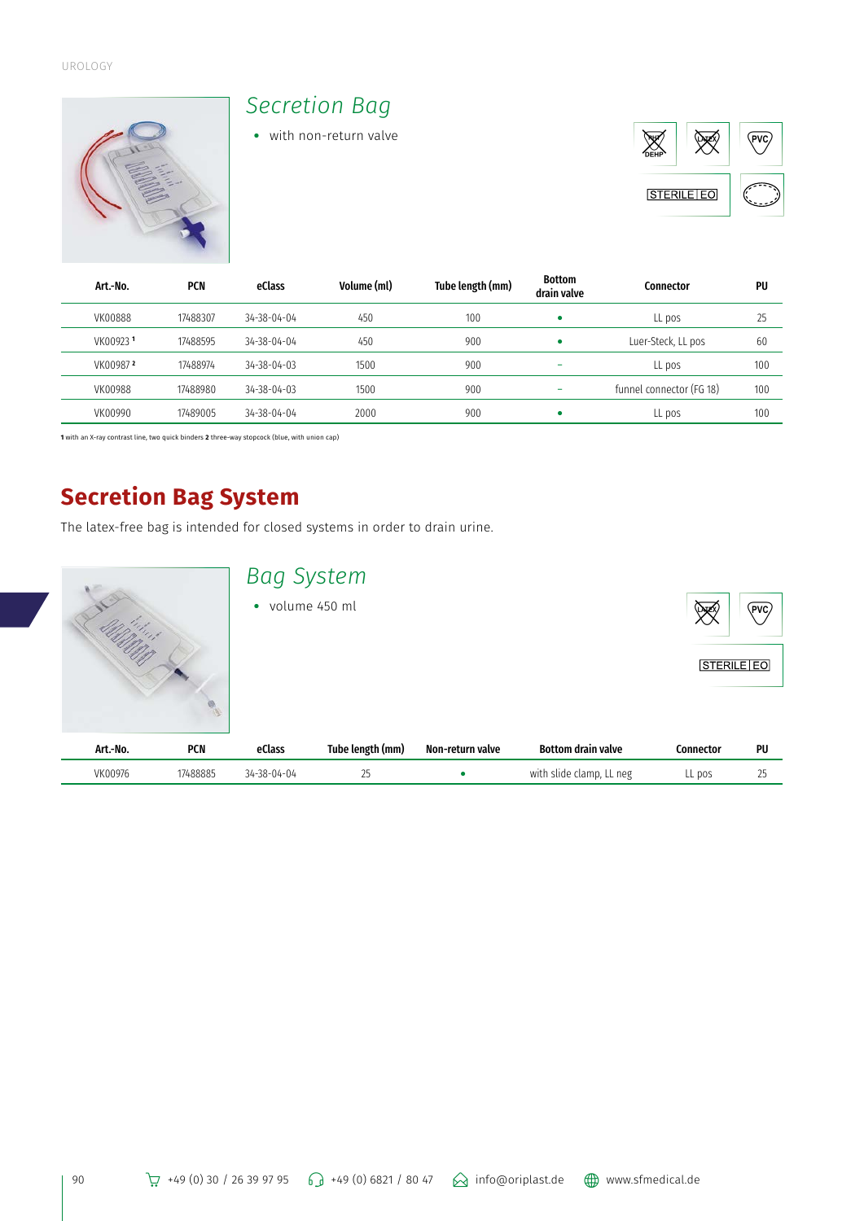## *Secretion Bag*

- with non-return valve

STERILE | EO

| Art.-No. | PCN | eClass | Volume (ml) | Tube length (mm) | Bottom drain valve | Connector | PU |
|---|---|---|---|---|---|---|---|
| VK00888 | 17488307 | 34-38-04-04 | 450 | 100 | • | LL pos | 25 |
| VK00923 [1] | 17488595 | 34-38-04-04 | 450 | 900 | • | Luer-Steck, LL pos | 60 |
| VK00987 [2] | 17488974 | 34-38-04-03 | 1500 | 900 | – | LL pos | 100 |
| VK00988 | 17488980 | 34-38-04-03 | 1500 | 900 | – | funnel connector (FG 18) | 100 |
| VK00990 | 17489005 | 34-38-04-04 | 2000 | 900 | • | LL pos | 100 |

**1** with an X-ray contrast line, two quick binders **2** three-way stopcock (blue, with union cap)

# Secretion Bag System

The latex-free bag is intended for closed systems in order to drain urine.

## *Bag System*

- volume 450 ml

STERILE | EO

| Art.-No. | PCN | eClass | Tube length (mm) | Non-return valve | Bottom drain valve | Connector | PU |
|---|---|---|---|---|---|---|---|
| VK00976 | 17488885 | 34-38-04-04 | 25 | • | with slide clamp, LL neg | LL pos | 25 |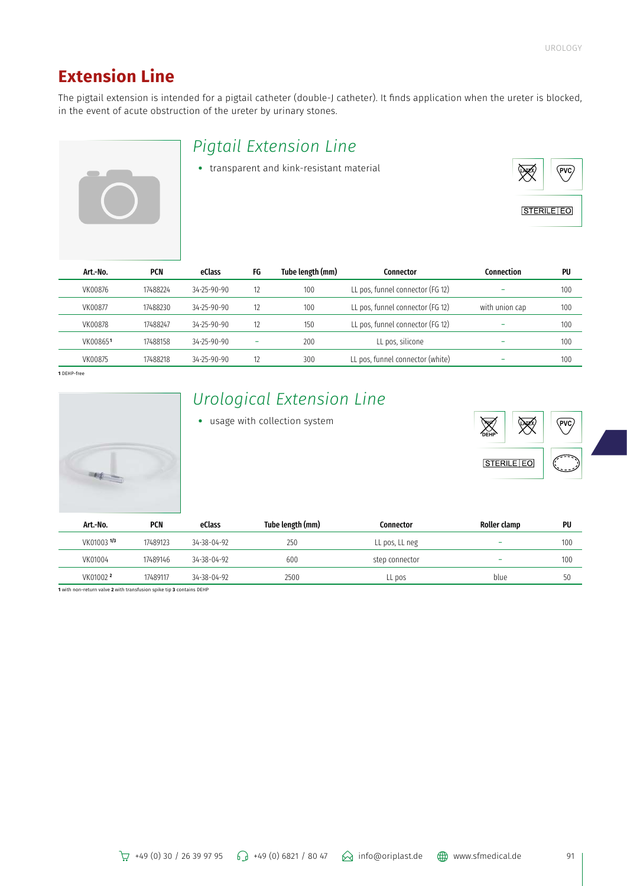# Extension Line

The pigtail extension is intended for a pigtail catheter (double-J catheter). It finds application when the ureter is blocked, in the event of acute obstruction of the ureter by urinary stones.

## *Pigtail Extension Line*

- transparent and kink-resistant material

STERILE EO

| Art.-No. | PCN | eClass | FG | Tube length (mm) | Connector | Connection | PU |
|---|---|---|---|---|---|---|---|
| VK00876 | 17488224 | 34-25-90-90 | 12 | 100 | LL pos, funnel connector (FG 12) | – | 100 |
| VK00877 | 17488230 | 34-25-90-90 | 12 | 100 | LL pos, funnel connector (FG 12) | with union cap | 100 |
| VK00878 | 17488247 | 34-25-90-90 | 12 | 150 | LL pos, funnel connector (FG 12) | – | 100 |
| VK00865[1] | 17488158 | 34-25-90-90 | – | 200 | LL pos, silicone | – | 100 |
| VK00875 | 17488218 | 34-25-90-90 | 12 | 300 | LL pos, funnel connector (white) | – | 100 |

**1** DEHP-free

## *Urological Extension Line*

- usage with collection system

STERILE EO

| Art.-No. | PCN | eClass | Tube length (mm) | Connector | Roller clamp | PU |
|---|---|---|---|---|---|---|
| VK01003 [1/3] | 17489123 | 34-38-04-92 | 250 | LL pos, LL neg | – | 100 |
| VK01004 | 17489146 | 34-38-04-92 | 600 | step connector | – | 100 |
| VK01002 [2] | 17489117 | 34-38-04-92 | 2500 | LL pos | blue | 50 |

**1** with non-return valve **2** with transfusion spike tip **3** contains DEHP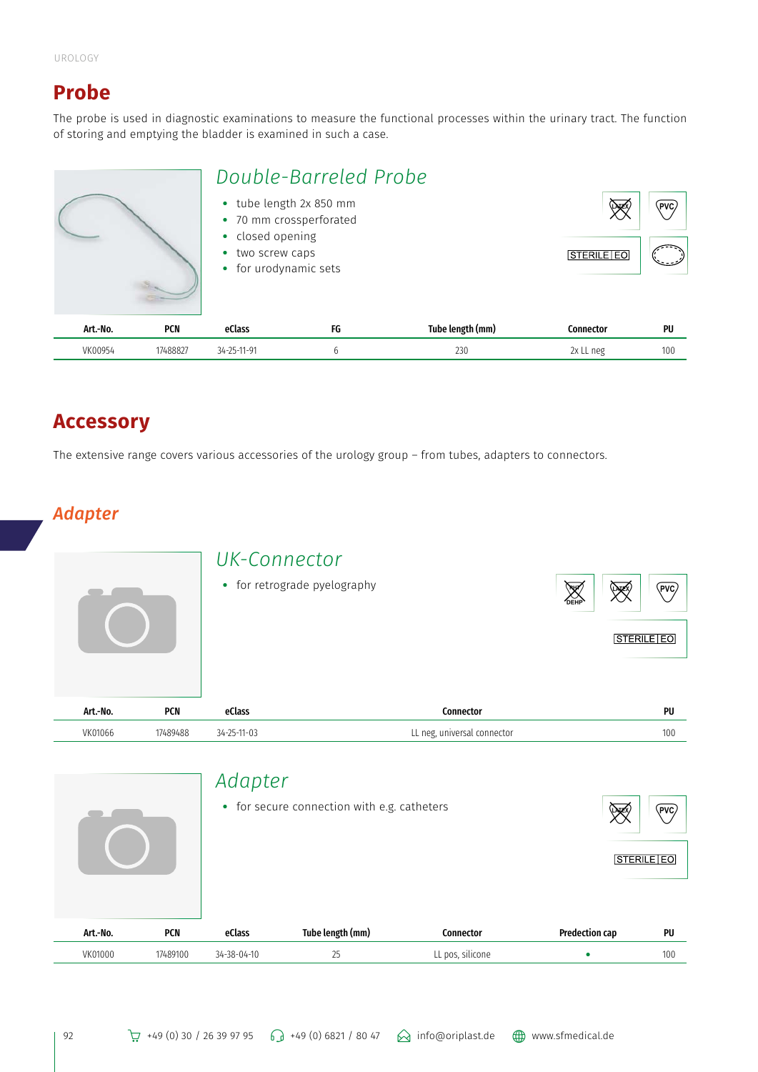# Probe

The probe is used in diagnostic examinations to measure the functional processes within the urinary tract. The function of storing and emptying the bladder is examined in such a case.

## *Double-Barreled Probe*

- tube length 2x 850 mm
- 70 mm crossperforated
- closed opening
- two screw caps
- for urodynamic sets

| Art.-No. | PCN | eClass | FG | Tube length (mm) | Connector | PU |
|---|---|---|---|---|---|---|
| VK00954 | 17488827 | 34-25-11-91 | 6 | 230 | 2x LL neg | 100 |

# Accessory

The extensive range covers various accessories of the urology group – from tubes, adapters to connectors.

## *Adapter*

### *UK-Connector*

- for retrograde pyelography

| Art.-No. | PCN | eClass | Connector | PU |
|---|---|---|---|---|
| VK01066 | 17489488 | 34-25-11-03 | LL neg, universal connector | 100 |

### *Adapter*

- for secure connection with e.g. catheters

| Art.-No. | PCN | eClass | Tube length (mm) | Connector | Predection cap | PU |
|---|---|---|---|---|---|---|
| VK01000 | 17489100 | 34-38-04-10 | 25 | LL pos, silicone | • | 100 |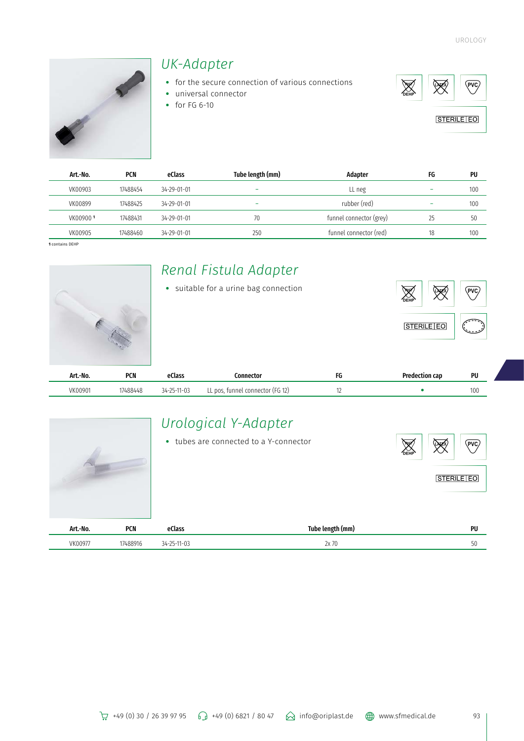## UK-Adapter

- for the secure connection of various connections
- universal connector
- for FG 6-10

STERILE | EO

| Art.-No. | PCN | eClass | Tube length (mm) | Adapter | FG | PU |
|---|---|---|---|---|---|---|
| VK00903 | 17488454 | 34-29-01-01 | – | LL neg | – | 100 |
| VK00899 | 17488425 | 34-29-01-01 | – | rubber (red) | – | 100 |
| VK00900 [1] | 17488431 | 34-29-01-01 | 70 | funnel connector (grey) | 25 | 50 |
| VK00905 | 17488460 | 34-29-01-01 | 250 | funnel connector (red) | 18 | 100 |

1 contains DEHP

## Renal Fistula Adapter

- suitable for a urine bag connection

STERILE | EO

| Art.-No. | PCN | eClass | Connector | FG | Predection cap | PU |
|---|---|---|---|---|---|---|
| VK00901 | 17488448 | 34-25-11-03 | LL pos, funnel connector (FG 12) | 12 | • | 100 |

## Urological Y-Adapter

- tubes are connected to a Y-connector

STERILE | EO

| Art.-No. | PCN | eClass | Tube length (mm) | PU |
|---|---|---|---|---|
| VK00977 | 17488916 | 34-25-11-03 | 2x 70 | 50 |

+49 (0) 30 / 26 39 97 95  +49 (0) 6821 / 80 47  info@oriplast.de  www.sfmedical.de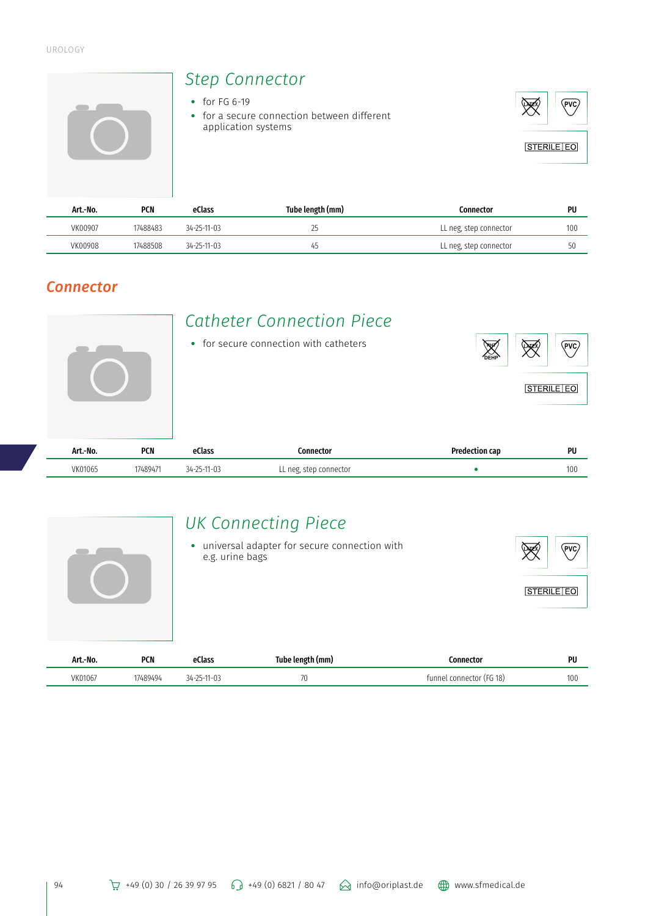## Step Connector

- for FG 6-19
- for a secure connection between different application systems

STERILE EO

| Art.-No. | PCN | eClass | Tube length (mm) | Connector | PU |
|---|---|---|---|---|---|
| VK00907 | 17488483 | 34-25-11-03 | 25 | LL neg, step connector | 100 |
| VK00908 | 17488508 | 34-25-11-03 | 45 | LL neg, step connector | 50 |

# Connector

## Catheter Connection Piece

- for secure connection with catheters

STERILE EO

| Art.-No. | PCN | eClass | Connector | Predection cap | PU |
|---|---|---|---|---|---|
| VK01065 | 17489471 | 34-25-11-03 | LL neg, step connector | • | 100 |

## UK Connecting Piece

- universal adapter for secure connection with e.g. urine bags

STERILE EO

| Art.-No. | PCN | eClass | Tube length (mm) | Connector | PU |
|---|---|---|---|---|---|
| VK01067 | 17489494 | 34-25-11-03 | 70 | funnel connector (FG 18) | 100 |

+49 (0) 30 / 26 39 97 95 +49 (0) 6821 / 80 47 info@oriplast.de www.sfmedical.de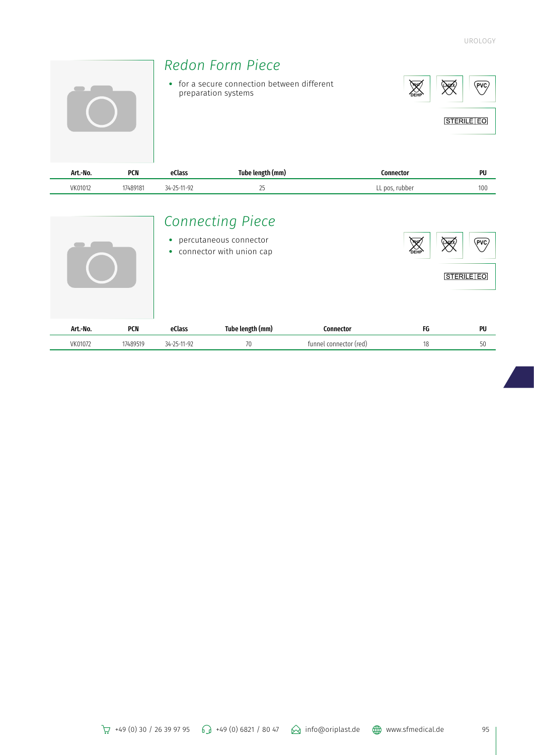## Redon Form Piece

- for a secure connection between different preparation systems

STERILE EO

| Art.-No. | PCN | eClass | Tube length (mm) | Connector | PU |
|---|---|---|---|---|---|
| VK01012 | 17489181 | 34-25-11-92 | 25 | LL pos, rubber | 100 |

## Connecting Piece

- percutaneous connector
- connector with union cap

STERILE EO

| Art.-No. | PCN | eClass | Tube length (mm) | Connector | FG | PU |
|---|---|---|---|---|---|---|
| VK01072 | 17489519 | 34-25-11-92 | 70 | funnel connector (red) | 18 | 50 |